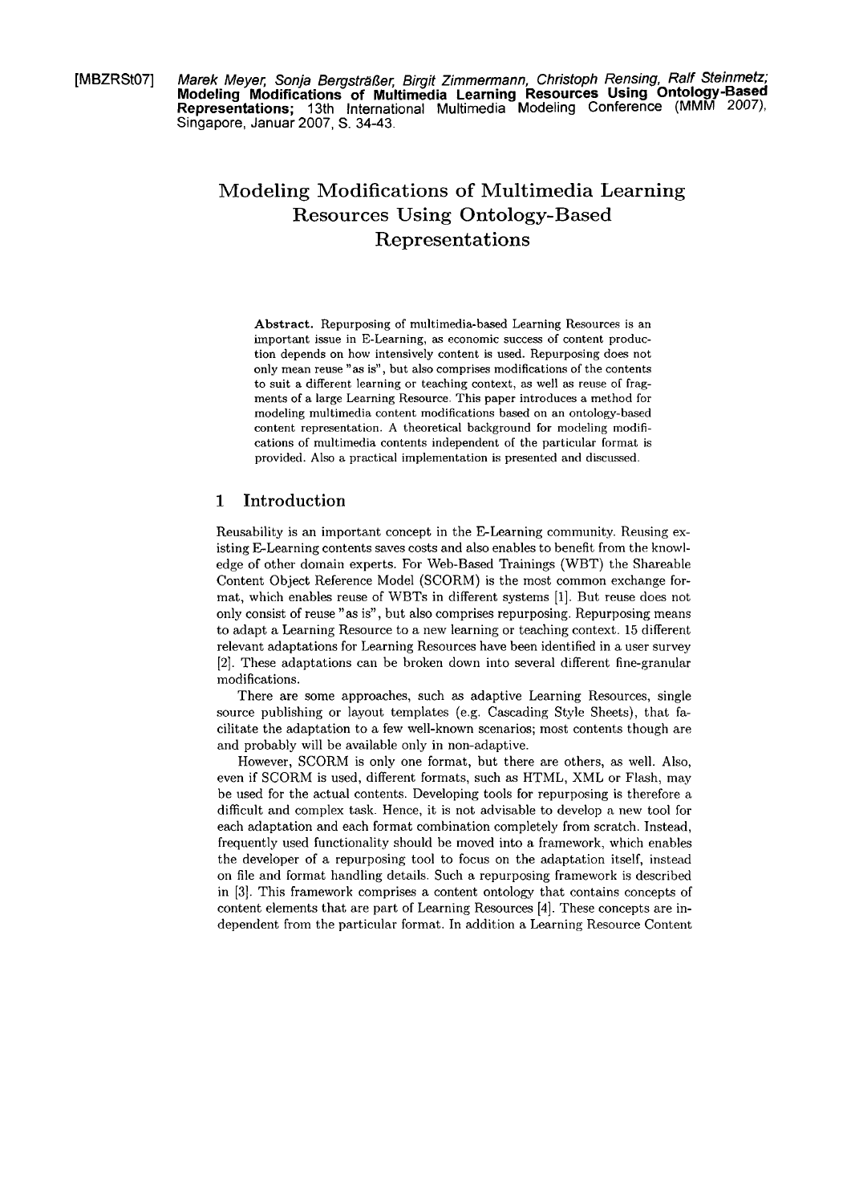[MBZRSt07] *Marek Meyer, Sonja Bergsträßer, Birgit Zimmermann, Christoph Rensing, Ralf Steinmetz;* **Modeling Modifications of Multimedia Learning Resources Using Ontology-Based Representations;** 13th International Multimedia Modeling Conference (MMM 2007), Singapore, Januar 2007, S. 34-43.

# Modeling Modifications of Multimedia Learning Resources Using Ontology-Based Representations

**Abstract.** Repurposing of multimedia-based Learning Resources is an important issue in E-Learning, as economic success of content production depends on how intensively content is used. Repurposing does not only mean reuse "as is", but also comprises modifications of the contents to suit a different learning or teaching context, as well as reuse of fragments of a large Learning Resource. This paper introduces a method for modeling multimedia content modifications based on an ontology-based content representation. A theoretical background for modeling modifications of multimedia contents independent of the particular format is provided. Also a practical implementation is presented and discussed.

## 1 Introduction

Reusability is an important concept in the E-Learning community. Reusing existing E-Learning contents saves costs and also enables to benefit from the knowledge of other domain experts. For Web-Based Trainings (WBT) the Shareable Content Object Reference Model (SCORM) is the most common exchange format, which enables reuse of WBTs in different systems [1]. But reuse does not only consist of reuse "as is", but also comprises repurposing. Repurposing means to adapt a Learning Resource to a new learning or teaching context. 15 different relevant adaptations for Learning Resources have been identified in a user survey [2]. These adaptations can be broken down into several different fine-granular modifications.

There are some approaches, such as adaptive Learning Resources, single source publishing or layout templates (e.g. Cascading Style Sheets), that facilitate the adaptation to a few well-known scenarios; most contents though are and probably will be available only in non-adaptive.

However, SCORM is only one format, but there are others, as well. Also, even if SCORM is used, different formats, such as HTML, XML or Flash, may be used for the actual contents. Developing tools for repurposing is therefore a difficult and complex task. Hence, it is not advisable to develop a new tool for each adaptation and each format combination completely from scratch. Instead, frequently used functionality should be moved into a framework, which enables the developer of a repurposing tool to focus on the adaptation itself, instead on file and format handling details. Such a repurposing framework is described in [3]. This framework comprises a content ontology that contains concepts of content elements that are part of Learning Resources [4]. These concepts are independent from the particular format. In addition a Learning Resource Content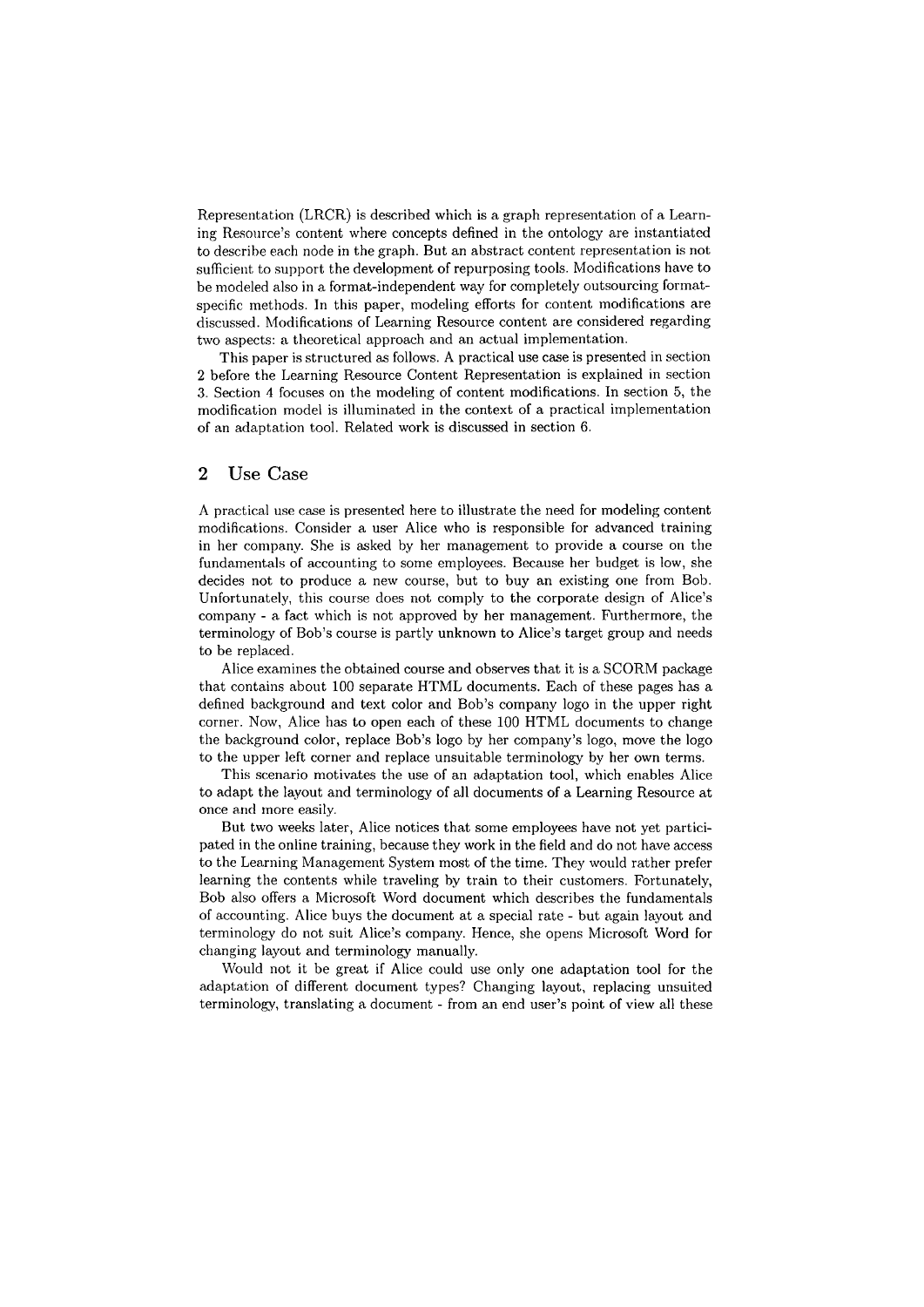Representation (LRCR) is described which is a graph representation of a Learning Resource's content where concepts defined in the ontology are instantiated to describe each node in the graph. But an abstract content representation is not sufficient to support the development of repurposing tools. Modifications have to be modeled also in a format-independent way for completely outsourcing format-specific methods. In this paper, modeling efforts for content modifications are discussed. Modifications of Learning Resource content are considered regarding two aspects: a theoretical approach and an actual implementation.

This paper is structured as follows. A practical use case is presented in section 2 before the Learning Resource Content Representation is explained in section 3. Section 4 focuses on the modeling of content modifications. In section 5, the modification model is illuminated in the context of a practical implementation of an adaptation tool. Related work is discussed in section 6.

## 2 Use Case

A practical use case is presented here to illustrate the need for modeling content modifications. Consider a user Alice who is responsible for advanced training in her company. She is asked by her management to provide a course on the fundamentals of accounting to some employees. Because her budget is low, she decides not to produce a new course, but to buy an existing one from Bob. Unfortunately, this course does not comply to the corporate design of Alice's company - a fact which is not approved by her management. Furthermore, the terminology of Bob's course is partly unknown to Alice's target group and needs to be replaced.

Alice examines the obtained course and observes that it is a SCORM package that contains about 100 separate HTML documents. Each of these pages has a defined background and text color and Bob's company logo in the upper right corner. Now, Alice has to open each of these 100 HTML documents to change the background color, replace Bob's logo by her company's logo, move the logo to the upper left corner and replace unsuitable terminology by her own terms.

This scenario motivates the use of an adaptation tool, which enables Alice to adapt the layout and terminology of all documents of a Learning Resource at once and more easily.

But two weeks later, Alice notices that some employees have not yet participated in the online training, because they work in the field and do not have access to the Learning Management System most of the time. They would rather prefer learning the contents while traveling by train to their customers. Fortunately, Bob also offers a Microsoft Word document which describes the fundamentals of accounting. Alice buys the document at a special rate - but again layout and terminology do not suit Alice's company. Hence, she opens Microsoft Word for changing layout and terminology manually.

Would not it be great if Alice could use only one adaptation tool for the adaptation of different document types? Changing layout, replacing unsuited terminology, translating a document - from an end user's point of view all these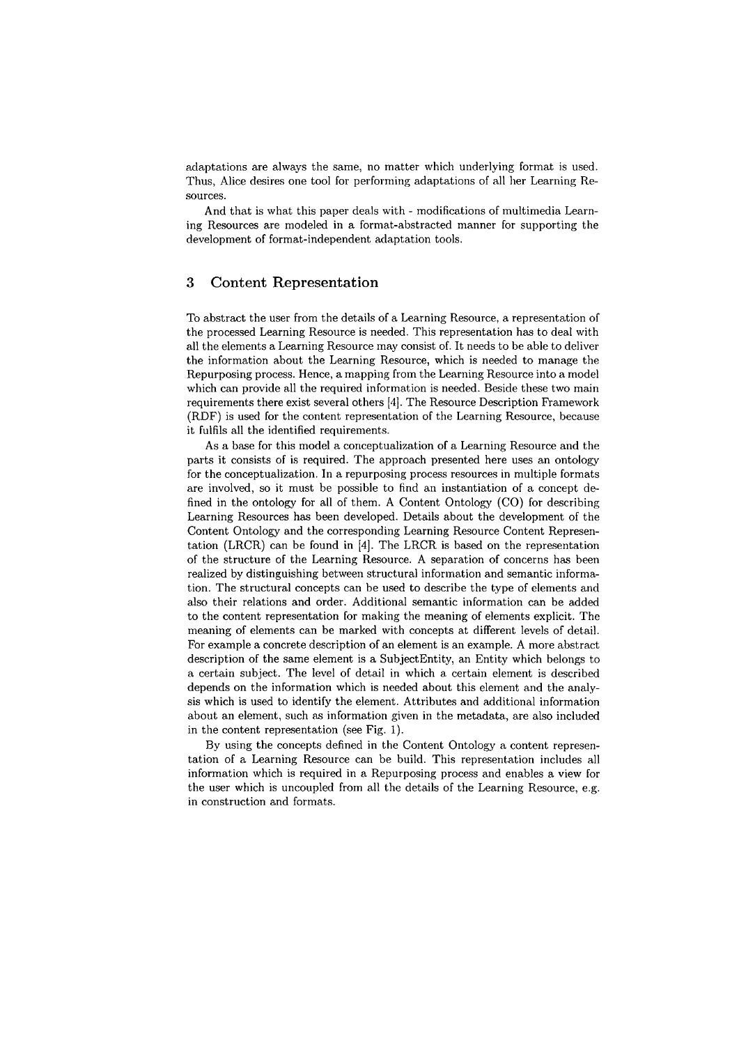adaptations are always the same, no matter which underlying format is used. Thus, Alice desires one tool for performing adaptations of all her Learning Resources.

And that is what this paper deals with - modifications of multimedia Learning Resources are modeled in a format-abstracted manner for supporting the development of format-independent adaptation tools.

## 3 Content Representation

To abstract the user from the details of a Learning Resource, a representation of the processed Learning Resource is needed. This representation has to deal with all the elements a Learning Resource may consist of. It needs to be able to deliver the information about the Learning Resource, which is needed to manage the Repurposing process. Hence, a mapping from the Learning Resource into a model which can provide all the required information is needed. Beside these two main requirements there exist several others [4]. The Resource Description Framework (RDF) is used for the content representation of the Learning Resource, because it fulfils all the identified requirements.

As a base for this model a conceptualization of a Learning Resource and the parts it consists of is required. The approach presented here uses an ontology for the conceptualization. In a repurposing process resources in multiple formats are involved, so it must be possible to find an instantiation of a concept defined in the ontology for all of them. A Content Ontology (CO) for describing Learning Resources has been developed. Details about the development of the Content Ontology and the corresponding Learning Resource Content Representation (LRCR) can be found in [4]. The LRCR is based on the representation of the structure of the Learning Resource. A separation of concerns has been realized by distinguishing between structural information and semantic information. The structural concepts can be used to describe the type of elements and also their relations and order. Additional semantic information can be added to the content representation for making the meaning of elements explicit. The meaning of elements can be marked with concepts at different levels of detail. For example a concrete description of an element is an example. A more abstract description of the same element is a SubjectEntity, an Entity which belongs to a certain subject. The level of detail in which a certain element is described depends on the information which is needed about this element and the analysis which is used to identify the element. Attributes and additional information about an element, such as information given in the metadata, are also included in the content representation (see Fig. 1).

By using the concepts defined in the Content Ontology a content representation of a Learning Resource can be build. This representation includes all information which is required in a Repurposing process and enables a view for the user which is uncoupled from all the details of the Learning Resource, e.g. in construction and formats.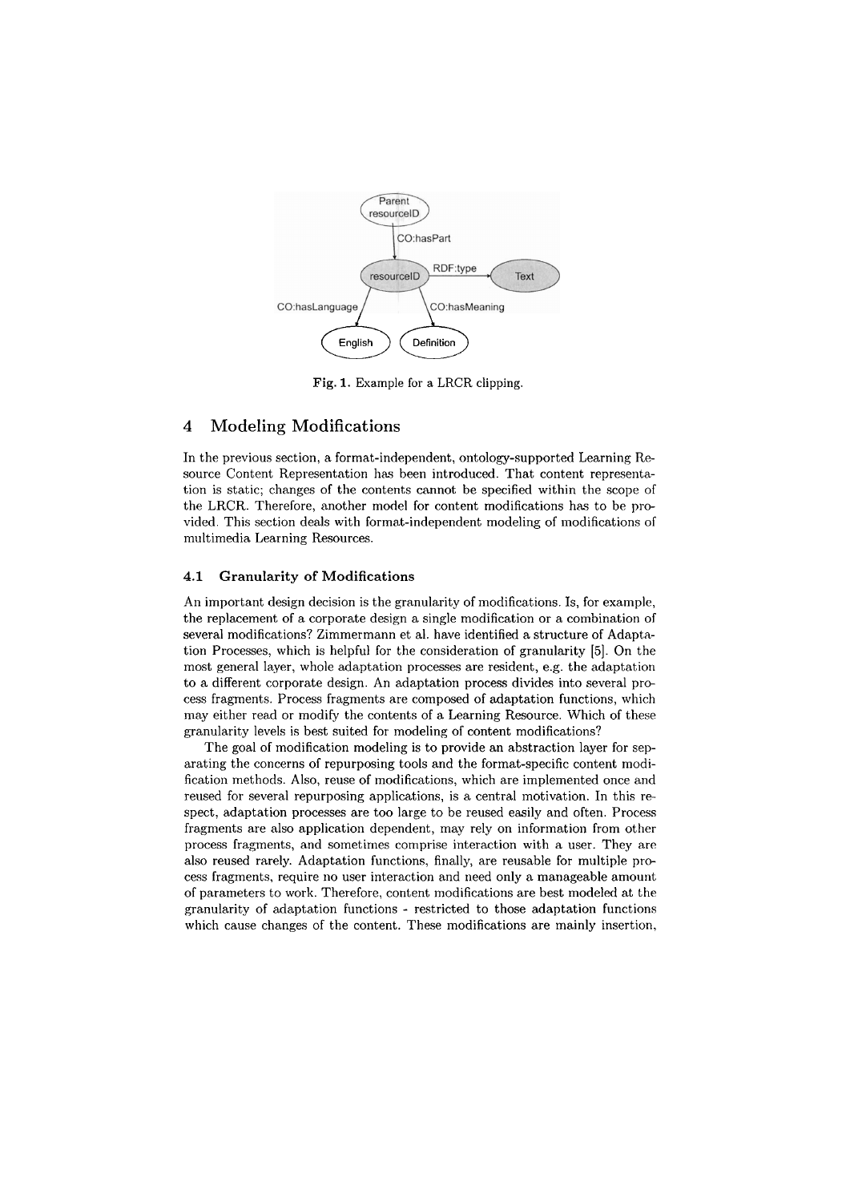Parent resourceID

CO:hasPart

resourceID

RDF:type

Text

CO:hasLanguage

CO:hasMeaning

English

Definition

**Fig. 1.** Example for a LRCR clipping.

## 4 Modeling Modifications

In the previous section, a format-independent, ontology-supported Learning Resource Content Representation has been introduced. That content representation is static; changes of the contents cannot be specified within the scope of the LRCR. Therefore, another model for content modifications has to be provided. This section deals with format-independent modeling of modifications of multimedia Learning Resources.

### 4.1 Granularity of Modifications

An important design decision is the granularity of modifications. Is, for example, the replacement of a corporate design a single modification or a combination of several modifications? Zimmermann et al. have identified a structure of Adaptation Processes, which is helpful for the consideration of granularity [5]. On the most general layer, whole adaptation processes are resident, e.g. the adaptation to a different corporate design. An adaptation process divides into several process fragments. Process fragments are composed of adaptation functions, which may either read or modify the contents of a Learning Resource. Which of these granularity levels is best suited for modeling of content modifications?

The goal of modification modeling is to provide an abstraction layer for separating the concerns of repurposing tools and the format-specific content modification methods. Also, reuse of modifications, which are implemented once and reused for several repurposing applications, is a central motivation. In this respect, adaptation processes are too large to be reused easily and often. Process fragments are also application dependent, may rely on information from other process fragments, and sometimes comprise interaction with a user. They are also reused rarely. Adaptation functions, finally, are reusable for multiple process fragments, require no user interaction and need only a manageable amount of parameters to work. Therefore, content modifications are best modeled at the granularity of adaptation functions - restricted to those adaptation functions which cause changes of the content. These modifications are mainly insertion,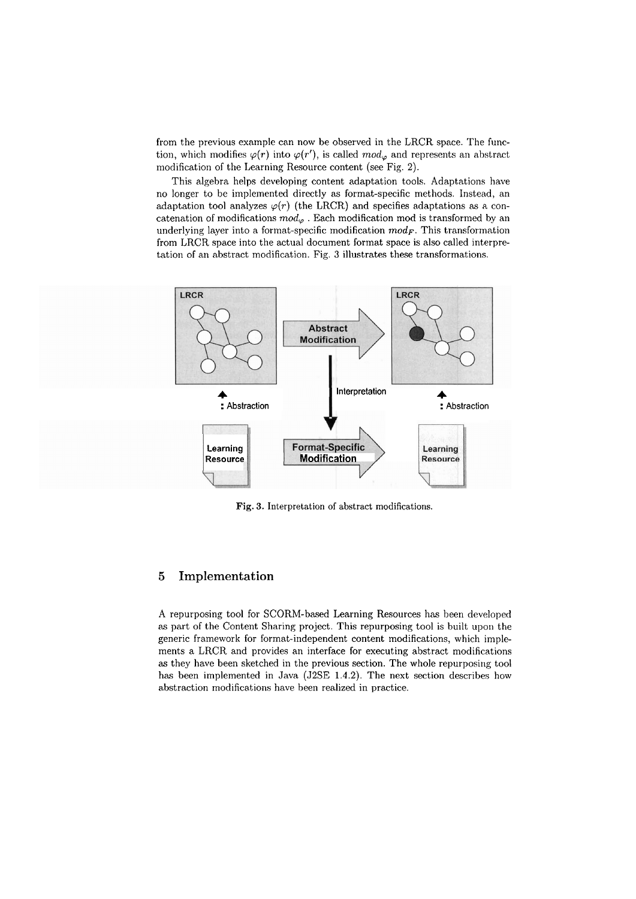from the previous example can now be observed in the LRCR space. The function, which modifies $\varphi(r)$ into $\varphi(r')$, is called $mod_\varphi$ and represents an abstract modification of the Learning Resource content (see Fig. 2).

This algebra helps developing content adaptation tools. Adaptations have no longer to be implemented directly as format-specific methods. Instead, an adaptation tool analyzes $\varphi(r)$ (the LRCR) and specifies adaptations as a concatenation of modifications $mod_\varphi$ . Each modification mod is transformed by an underlying layer into a format-specific modification $mod_F$. This transformation from LRCR space into the actual document format space is also called interpretation of an abstract modification. Fig. 3 illustrates these transformations.

**Fig. 3.** Interpretation of abstract modifications.

## 5 Implementation

A repurposing tool for SCORM-based Learning Resources has been developed as part of the Content Sharing project. This repurposing tool is built upon the generic framework for format-independent content modifications, which implements a LRCR and provides an interface for executing abstract modifications as they have been sketched in the previous section. The whole repurposing tool has been implemented in Java (J2SE 1.4.2). The next section describes how abstraction modifications have been realized in practice.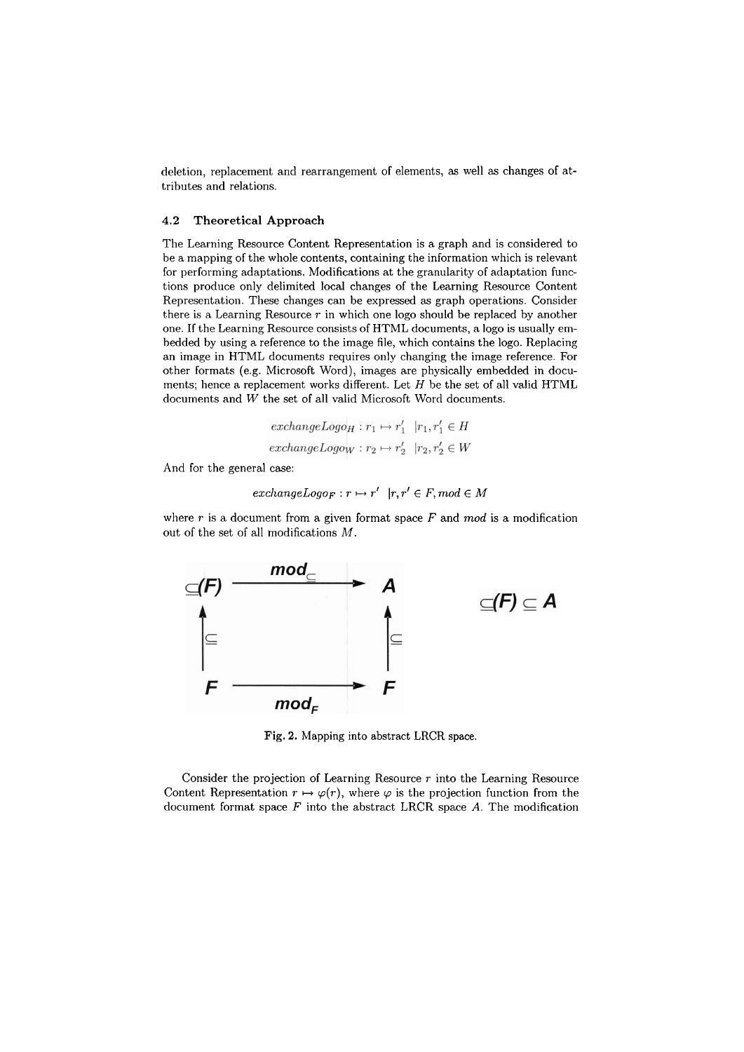deletion, replacement and rearrangement of elements, as well as changes of attributes and relations.

### 4.2 Theoretical Approach

The Learning Resource Content Representation is a graph and is considered to be a mapping of the whole contents, containing the information which is relevant for performing adaptations. Modifications at the granularity of adaptation functions produce only delimited local changes of the Learning Resource Content Representation. These changes can be expressed as graph operations. Consider there is a Learning Resource $r$ in which one logo should be replaced by another one. If the Learning Resource consists of HTML documents, a logo is usually embedded by using a reference to the image file, which contains the logo. Replacing an image in HTML documents requires only changing the image reference. For other formats (e.g. Microsoft Word), images are physically embedded in documents; hence a replacement works different. Let $H$ be the set of all valid HTML documents and $W$ the set of all valid Microsoft Word documents.

$$exchangeLogo_H : r_1 \mapsto r_1' \ \ |r_1, r_1' \in H$$

$$exchangeLogo_W : r_2 \mapsto r_2' \ \ |r_2, r_2' \in W$$

And for the general case:

$$exchangeLogo_F : r \mapsto r' \ \ |r, r' \in F, mod \in M$$

where $r$ is a document from a given format space $F$ and $mod$ is a modification out of the set of all modifications $M$.

$$\begin{array}{ccc} \subseteq(F) & \xrightarrow{mod_{\subseteq}} & A \\ \uparrow \subseteq & & \uparrow \subseteq \\ F & \xrightarrow[mod_F]{} & F \end{array} \qquad \subseteq(F) \subseteq A$$

Fig. 2. Mapping into abstract LRCR space.

Consider the projection of Learning Resource $r$ into the Learning Resource Content Representation $r \mapsto \varphi(r)$, where $\varphi$ is the projection function from the document format space $F$ into the abstract LRCR space $A$. The modification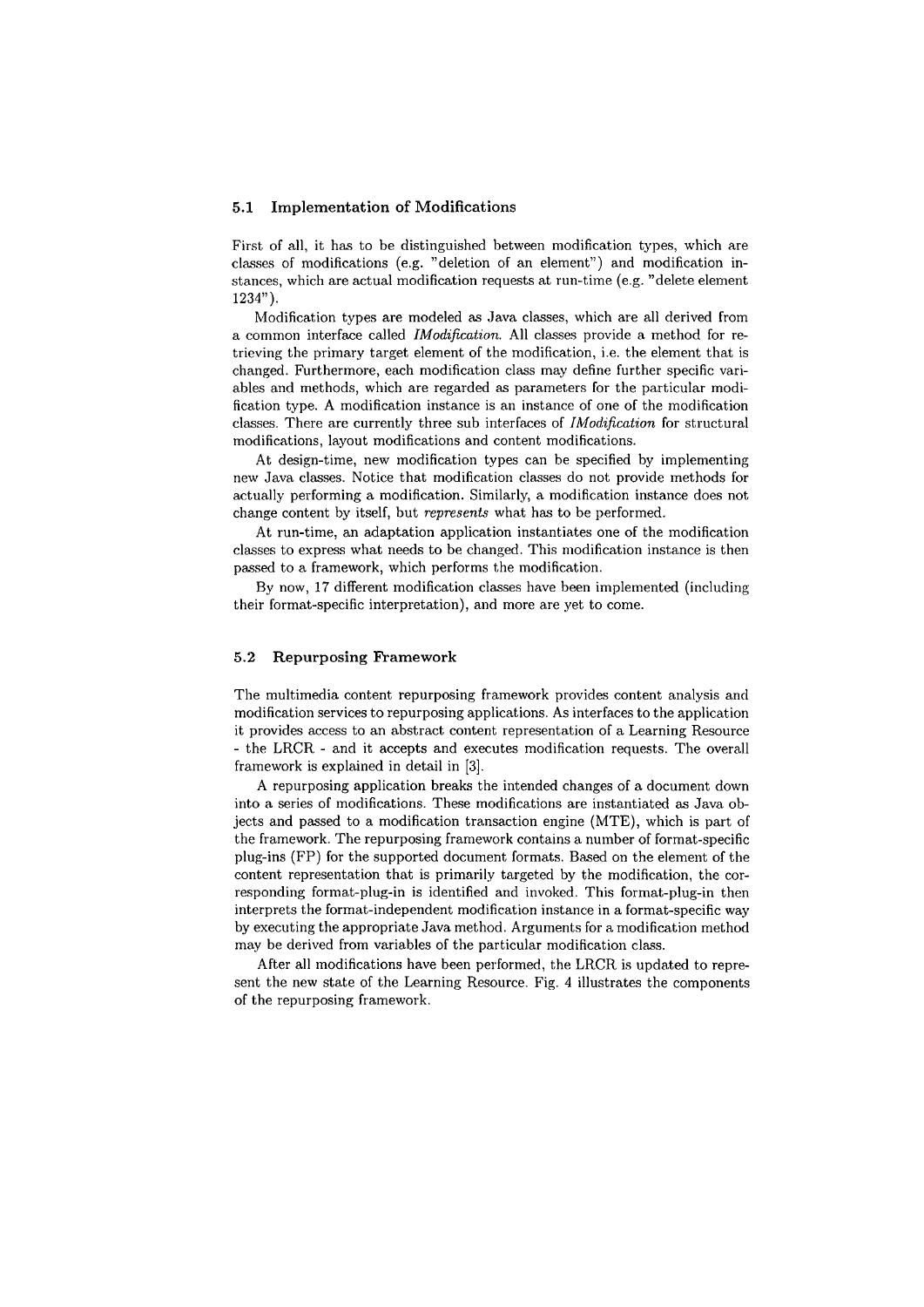### 5.1 Implementation of Modifications

First of all, it has to be distinguished between modification types, which are classes of modifications (e.g. "deletion of an element") and modification instances, which are actual modification requests at run-time (e.g. "delete element 1234").

Modification types are modeled as Java classes, which are all derived from a common interface called *IModification*. All classes provide a method for retrieving the primary target element of the modification, i.e. the element that is changed. Furthermore, each modification class may define further specific variables and methods, which are regarded as parameters for the particular modification type. A modification instance is an instance of one of the modification classes. There are currently three sub interfaces of *IModification* for structural modifications, layout modifications and content modifications.

At design-time, new modification types can be specified by implementing new Java classes. Notice that modification classes do not provide methods for actually performing a modification. Similarly, a modification instance does not change content by itself, but *represents* what has to be performed.

At run-time, an adaptation application instantiates one of the modification classes to express what needs to be changed. This modification instance is then passed to a framework, which performs the modification.

By now, 17 different modification classes have been implemented (including their format-specific interpretation), and more are yet to come.

### 5.2 Repurposing Framework

The multimedia content repurposing framework provides content analysis and modification services to repurposing applications. As interfaces to the application it provides access to an abstract content representation of a Learning Resource - the LRCR - and it accepts and executes modification requests. The overall framework is explained in detail in [3].

A repurposing application breaks the intended changes of a document down into a series of modifications. These modifications are instantiated as Java objects and passed to a modification transaction engine (MTE), which is part of the framework. The repurposing framework contains a number of format-specific plug-ins (FP) for the supported document formats. Based on the element of the content representation that is primarily targeted by the modification, the corresponding format-plug-in is identified and invoked. This format-plug-in then interprets the format-independent modification instance in a format-specific way by executing the appropriate Java method. Arguments for a modification method may be derived from variables of the particular modification class.

After all modifications have been performed, the LRCR is updated to represent the new state of the Learning Resource. Fig. 4 illustrates the components of the repurposing framework.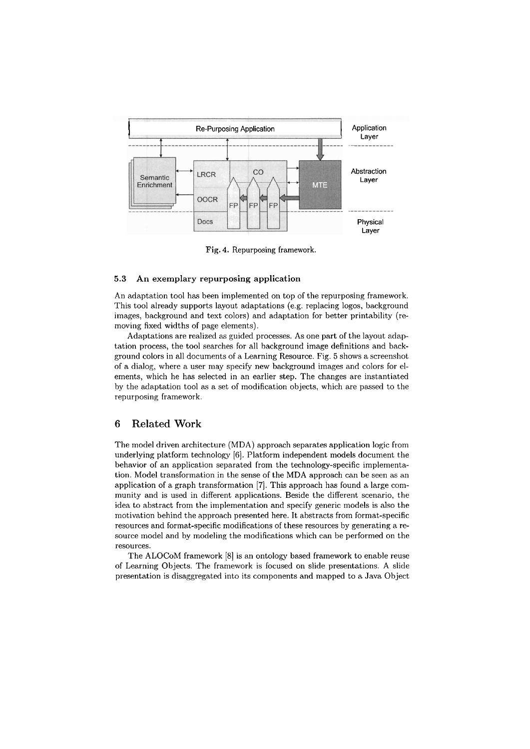Fig. 4. Repurposing framework.

### 5.3 An exemplary repurposing application

An adaptation tool has been implemented on top of the repurposing framework. This tool already supports layout adaptations (e.g. replacing logos, background images, background and text colors) and adaptation for better printability (removing fixed widths of page elements).

Adaptations are realized as guided processes. As one part of the layout adaptation process, the tool searches for all background image definitions and background colors in all documents of a Learning Resource. Fig. 5 shows a screenshot of a dialog, where a user may specify new background images and colors for elements, which he has selected in an earlier step. The changes are instantiated by the adaptation tool as a set of modification objects, which are passed to the repurposing framework.

## 6 Related Work

The model driven architecture (MDA) approach separates application logic from underlying platform technology [6]. Platform independent models document the behavior of an application separated from the technology-specific implementation. Model transformation in the sense of the MDA approach can be seen as an application of a graph transformation [7]. This approach has found a large community and is used in different applications. Beside the different scenario, the idea to abstract from the implementation and specify generic models is also the motivation behind the approach presented here. It abstracts from format-specific resources and format-specific modifications of these resources by generating a resource model and by modeling the modifications which can be performed on the resources.

The ALOCoM framework [8] is an ontology based framework to enable reuse of Learning Objects. The framework is focused on slide presentations. A slide presentation is disaggregated into its components and mapped to a Java Object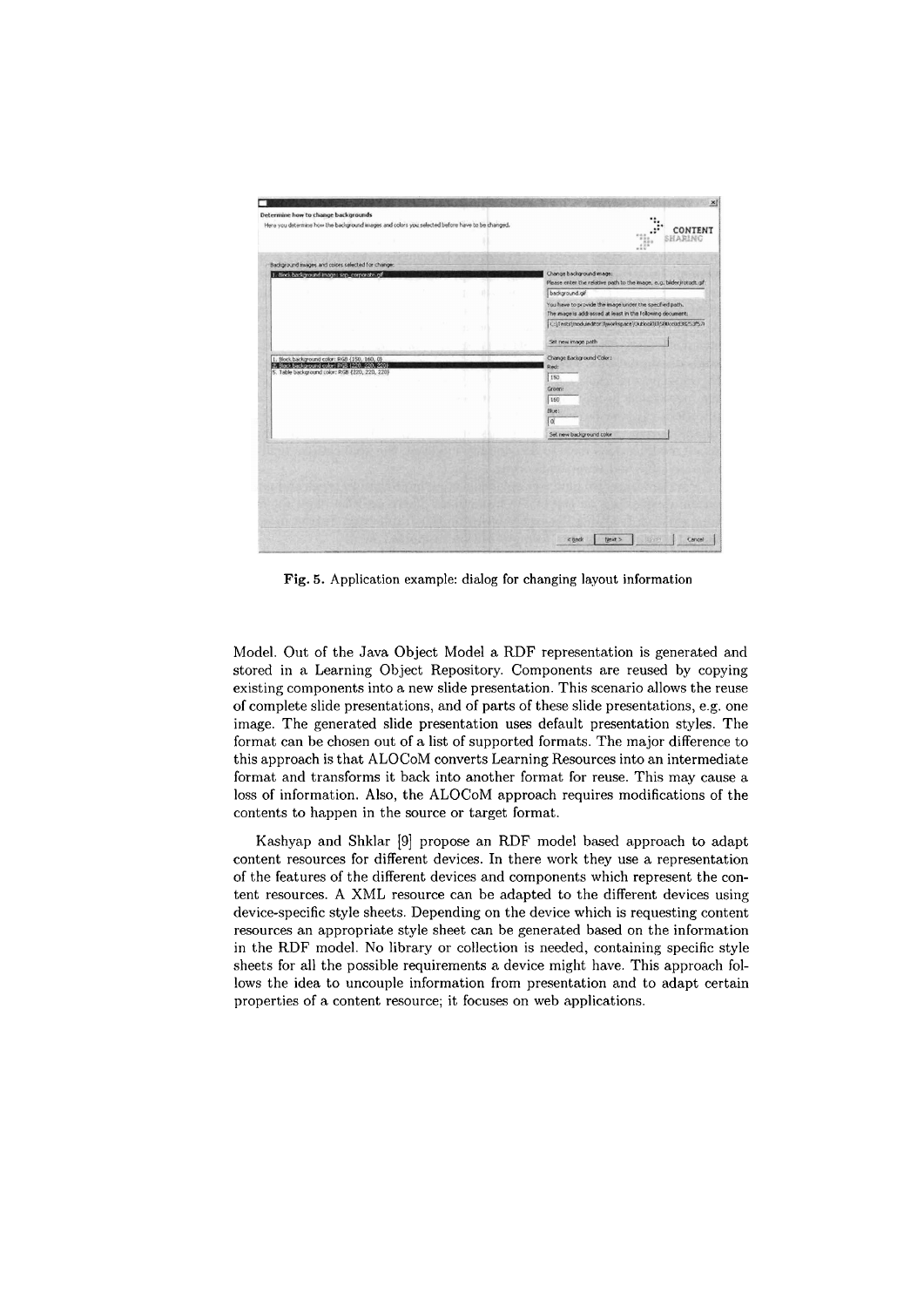Fig. 5. Application example: dialog for changing layout information

Model. Out of the Java Object Model a RDF representation is generated and stored in a Learning Object Repository. Components are reused by copying existing components into a new slide presentation. This scenario allows the reuse of complete slide presentations, and of parts of these slide presentations, e.g. one image. The generated slide presentation uses default presentation styles. The format can be chosen out of a list of supported formats. The major difference to this approach is that ALOCoM converts Learning Resources into an intermediate format and transforms it back into another format for reuse. This may cause a loss of information. Also, the ALOCoM approach requires modifications of the contents to happen in the source or target format.

Kashyap and Shklar [9] propose an RDF model based approach to adapt content resources for different devices. In there work they use a representation of the features of the different devices and components which represent the content resources. A XML resource can be adapted to the different devices using device-specific style sheets. Depending on the device which is requesting content resources an appropriate style sheet can be generated based on the information in the RDF model. No library or collection is needed, containing specific style sheets for all the possible requirements a device might have. This approach follows the idea to uncouple information from presentation and to adapt certain properties of a content resource; it focuses on web applications.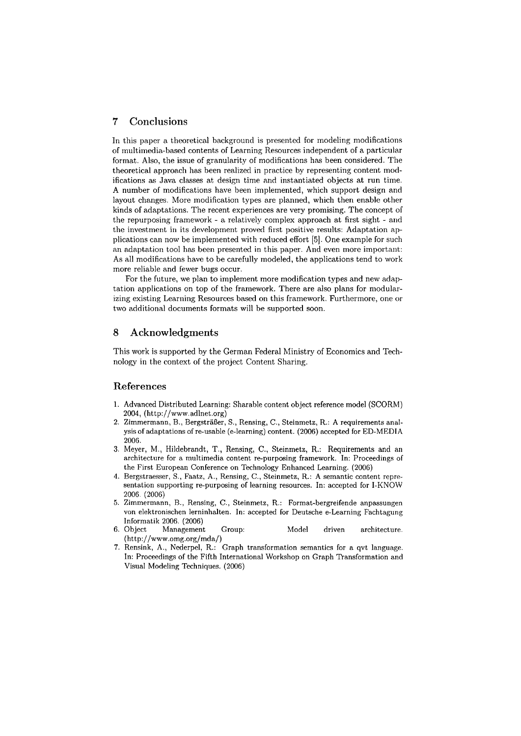## 7 Conclusions

In this paper a theoretical background is presented for modeling modifications of multimedia-based contents of Learning Resources independent of a particular format. Also, the issue of granularity of modifications has been considered. The theoretical approach has been realized in practice by representing content modifications as Java classes at design time and instantiated objects at run time. A number of modifications have been implemented, which support design and layout changes. More modification types are planned, which then enable other kinds of adaptations. The recent experiences are very promising. The concept of the repurposing framework - a relatively complex approach at first sight - and the investment in its development proved first positive results: Adaptation applications can now be implemented with reduced effort [5]. One example for such an adaptation tool has been presented in this paper. And even more important: As all modifications have to be carefully modeled, the applications tend to work more reliable and fewer bugs occur.

For the future, we plan to implement more modification types and new adaptation applications on top of the framework. There are also plans for modularizing existing Learning Resources based on this framework. Furthermore, one or two additional documents formats will be supported soon.

## 8 Acknowledgments

This work is supported by the German Federal Ministry of Economics and Technology in the context of the project Content Sharing.

## References

1. Advanced Distributed Learning: Sharable content object reference model (SCORM) 2004, (http://www.adlnet.org)
2. Zimmermann, B., Bergsträßer, S., Rensing, C., Steinmetz, R.: A requirements analysis of adaptations of re-usable (e-learning) content. (2006) accepted for ED-MEDIA 2006.
3. Meyer, M., Hildebrandt, T., Rensing, C., Steinmetz, R.: Requirements and an architecture for a multimedia content re-purposing framework. In: Proceedings of the First European Conference on Technology Enhanced Learning. (2006)
4. Bergstraesser, S., Faatz, A., Rensing, C., Steinmetz, R.: A semantic content representation supporting re-purposing of learning resources. In: accepted for I-KNOW 2006. (2006)
5. Zimmermann, B., Rensing, C., Steinmetz, R.: Format-bergreifende anpassungen von elektronischen lerninhalten. In: accepted for Deutsche e-Learning Fachtagung Informatik 2006. (2006)
6. Object Management Group: Model driven architecture. (http://www.omg.org/mda/)
7. Rensink, A., Nederpel, R.: Graph transformation semantics for a qvt language. In: Proceedings of the Fifth International Workshop on Graph Transformation and Visual Modeling Techniques. (2006)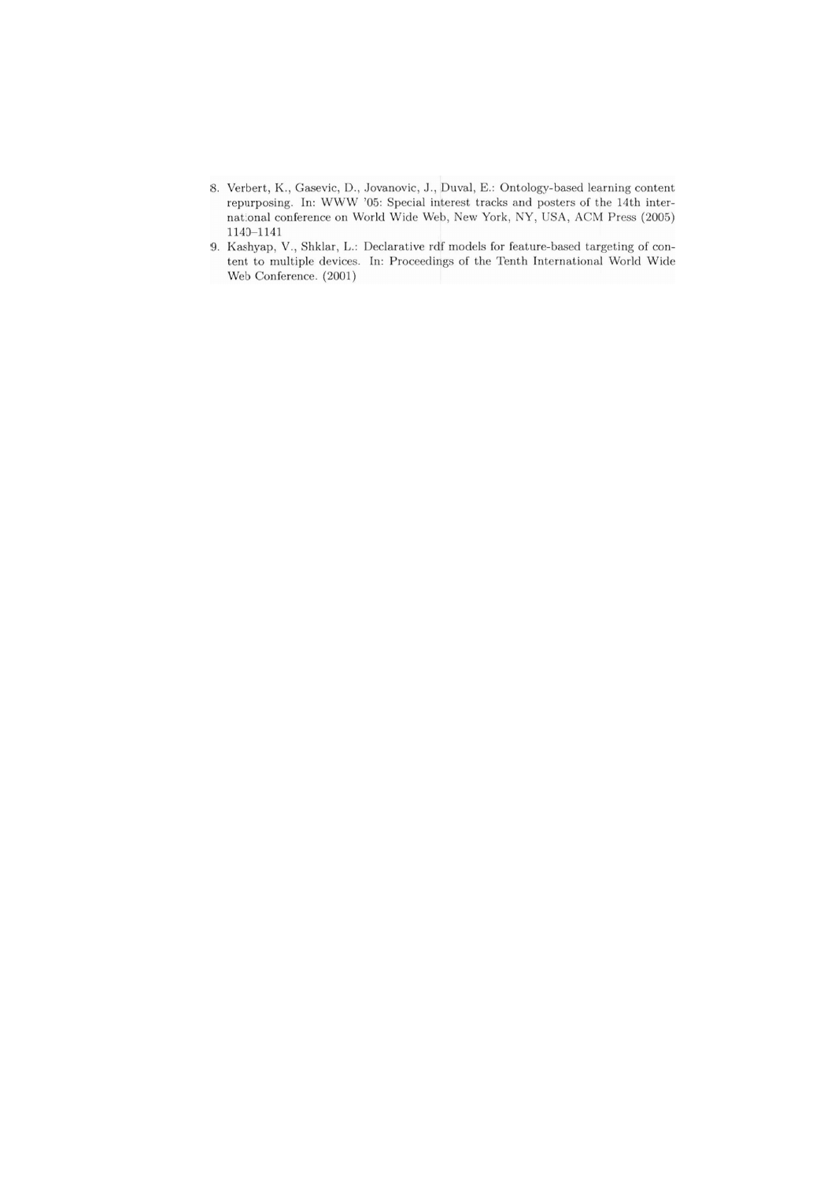8. Verbert, K., Gasevic, D., Jovanovic, J., Duval, E.: Ontology-based learning content repurposing. In: WWW '05: Special interest tracks and posters of the 14th international conference on World Wide Web, New York, NY, USA, ACM Press (2005) 1140–1141
9. Kashyap, V., Shklar, L.: Declarative rdf models for feature-based targeting of content to multiple devices. In: Proceedings of the Tenth International World Wide Web Conference. (2001)